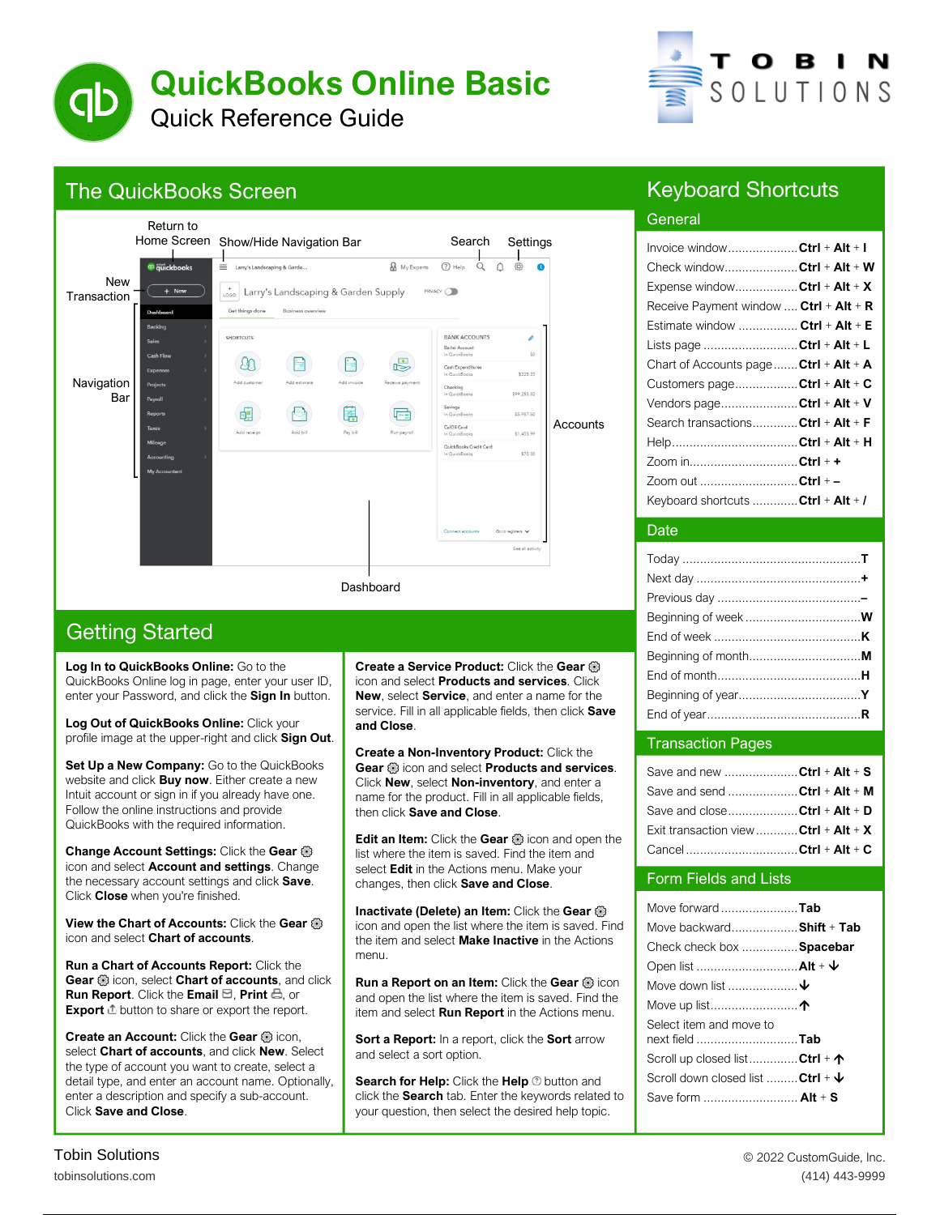# QuickBooks Online Basic

## Quick Reference Guide

TOBIN SOLUTIONS

## The QuickBooks Screen

Return to Home Screen · Show/Hide Navigation Bar · Search · Settings · New Transaction · Navigation Bar · Accounts · Dashboard

## Getting Started

**Log In to QuickBooks Online:** Go to the QuickBooks Online log in page, enter your user ID, enter your Password, and click the **Sign In** button.

**Log Out of QuickBooks Online:** Click your profile image at the upper-right and click **Sign Out**.

**Set Up a New Company:** Go to the QuickBooks website and click **Buy now**. Either create a new Intuit account or sign in if you already have one. Follow the online instructions and provide QuickBooks with the required information.

**Change Account Settings:** Click the **Gear** icon and select **Account and settings**. Change the necessary account settings and click **Save**. Click **Close** when you're finished.

**View the Chart of Accounts:** Click the **Gear** icon and select **Chart of accounts**.

**Run a Chart of Accounts Report:** Click the **Gear** icon, select **Chart of accounts**, and click **Run Report**. Click the **Email**, **Print**, or **Export** button to share or export the report.

**Create an Account:** Click the **Gear** icon, select **Chart of accounts**, and click **New**. Select the type of account you want to create, select a detail type, and enter an account name. Optionally, enter a description and specify a sub-account. Click **Save and Close**.

**Create a Service Product:** Click the **Gear** icon and select **Products and services**. Click **New**, select **Service**, and enter a name for the service. Fill in all applicable fields, then click **Save and Close**.

**Create a Non-Inventory Product:** Click the **Gear** icon and select **Products and services**. Click **New**, select **Non-inventory**, and enter a name for the product. Fill in all applicable fields, then click **Save and Close**.

**Edit an Item:** Click the **Gear** icon and open the list where the item is saved. Find the item and select **Edit** in the Actions menu. Make your changes, then click **Save and Close**.

**Inactivate (Delete) an Item:** Click the **Gear** icon and open the list where the item is saved. Find the item and select **Make Inactive** in the Actions menu.

**Run a Report on an Item:** Click the **Gear** icon and open the list where the item is saved. Find the item and select **Run Report** in the Actions menu.

**Sort a Report:** In a report, click the **Sort** arrow and select a sort option.

**Search for Help:** Click the **Help** button and click the **Search** tab. Enter the keywords related to your question, then select the desired help topic.

## Keyboard Shortcuts

### General

| Action | Shortcut |
|---|---|
| Invoice window | **Ctrl** + **Alt** + **I** |
| Check window | **Ctrl** + **Alt** + **W** |
| Expense window | **Ctrl** + **Alt** + **X** |
| Receive Payment window | **Ctrl** + **Alt** + **R** |
| Estimate window | **Ctrl** + **Alt** + **E** |
| Lists page | **Ctrl** + **Alt** + **L** |
| Chart of Accounts page | **Ctrl** + **Alt** + **A** |
| Customers page | **Ctrl** + **Alt** + **C** |
| Vendors page | **Ctrl** + **Alt** + **V** |
| Search transactions | **Ctrl** + **Alt** + **F** |
| Help | **Ctrl** + **Alt** + **H** |
| Zoom in | **Ctrl** + **+** |
| Zoom out | **Ctrl** + **–** |
| Keyboard shortcuts | **Ctrl** + **Alt** + **/** |

### Date

| Action | Shortcut |
|---|---|
| Today | **T** |
| Next day | **+** |
| Previous day | **–** |
| Beginning of week | **W** |
| End of week | **K** |
| Beginning of month | **M** |
| End of month | **H** |
| Beginning of year | **Y** |
| End of year | **R** |

### Transaction Pages

| Action | Shortcut |
|---|---|
| Save and new | **Ctrl** + **Alt** + **S** |
| Save and send | **Ctrl** + **Alt** + **M** |
| Save and close | **Ctrl** + **Alt** + **D** |
| Exit transaction view | **Ctrl** + **Alt** + **X** |
| Cancel | **Ctrl** + **Alt** + **C** |

### Form Fields and Lists

| Action | Shortcut |
|---|---|
| Move forward | **Tab** |
| Move backward | **Shift** + **Tab** |
| Check check box | **Spacebar** |
| Open list | **Alt** + **↓** |
| Move down list | **↓** |
| Move up list | **↑** |
| Select item and move to next field | **Tab** |
| Scroll up closed list | **Ctrl** + **↑** |
| Scroll down closed list | **Ctrl** + **↓** |
| Save form | **Alt** + **S** |

Tobin Solutions
tobinsolutions.com

© 2022 CustomGuide, Inc.
(414) 443-9999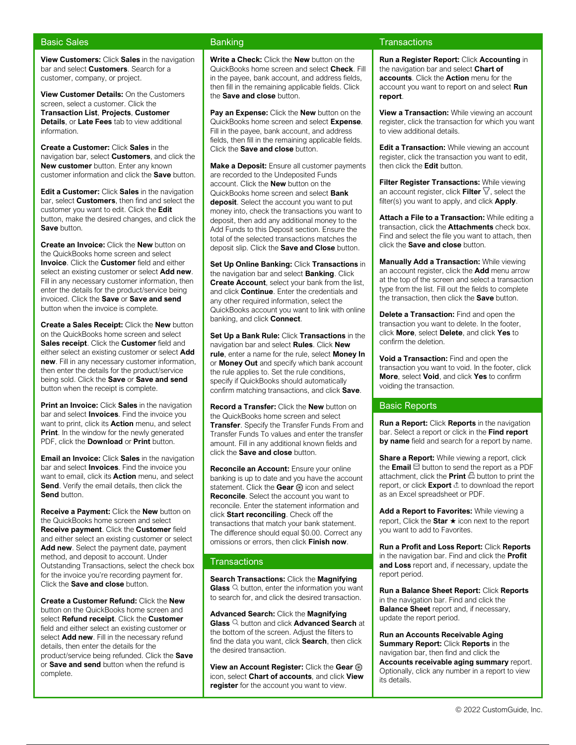## Basic Sales

**View Customers:** Click **Sales** in the navigation bar and select **Customers**. Search for a customer, company, or project.

**View Customer Details:** On the Customers screen, select a customer. Click the **Transaction List**, **Projects**, **Customer Details**, or **Late Fees** tab to view additional information.

**Create a Customer:** Click **Sales** in the navigation bar, select **Customers**, and click the **New customer** button. Enter any known customer information and click the **Save** button.

**Edit a Customer:** Click **Sales** in the navigation bar, select **Customers**, then find and select the customer you want to edit. Click the **Edit** button, make the desired changes, and click the **Save** button.

**Create an Invoice:** Click the **New** button on the QuickBooks home screen and select **Invoice**. Click the **Customer** field and either select an existing customer or select **Add new**. Fill in any necessary customer information, then enter the details for the product/service being invoiced. Click the **Save** or **Save and send** button when the invoice is complete.

**Create a Sales Receipt:** Click the **New** button on the QuickBooks home screen and select **Sales receipt**. Click the **Customer** field and either select an existing customer or select **Add new**. Fill in any necessary customer information, then enter the details for the product/service being sold. Click the **Save** or **Save and send** button when the receipt is complete.

**Print an Invoice:** Click **Sales** in the navigation bar and select **Invoices**. Find the invoice you want to print, click its **Action** menu, and select **Print**. In the window for the newly generated PDF, click the **Download** or **Print** button.

**Email an Invoice:** Click **Sales** in the navigation bar and select **Invoices**. Find the invoice you want to email, click its **Action** menu, and select **Send**. Verify the email details, then click the **Send** button.

**Receive a Payment:** Click the **New** button on the QuickBooks home screen and select **Receive payment**. Click the **Customer** field and either select an existing customer or select **Add new**. Select the payment date, payment method, and deposit to account. Under Outstanding Transactions, select the check box for the invoice you're recording payment for. Click the **Save and close** button.

**Create a Customer Refund:** Click the **New** button on the QuickBooks home screen and select **Refund receipt**. Click the **Customer** field and either select an existing customer or select **Add new**. Fill in the necessary refund details, then enter the details for the product/service being refunded. Click the **Save** or **Save and send** button when the refund is complete.

## Banking

**Write a Check:** Click the **New** button on the QuickBooks home screen and select **Check**. Fill in the payee, bank account, and address fields, then fill in the remaining applicable fields. Click the **Save and close** button.

**Pay an Expense:** Click the **New** button on the QuickBooks home screen and select **Expense**. Fill in the payee, bank account, and address fields, then fill in the remaining applicable fields. Click the **Save and close** button.

**Make a Deposit:** Ensure all customer payments are recorded to the Undeposited Funds account. Click the **New** button on the QuickBooks home screen and select **Bank deposit**. Select the account you want to put money into, check the transactions you want to deposit, then add any additional money to the Add Funds to this Deposit section. Ensure the total of the selected transactions matches the deposit slip. Click the **Save and Close** button.

**Set Up Online Banking:** Click **Transactions** in the navigation bar and select **Banking**. Click **Create Account**, select your bank from the list, and click **Continue**. Enter the credentials and any other required information, select the QuickBooks account you want to link with online banking, and click **Connect**.

**Set Up a Bank Rule:** Click **Transactions** in the navigation bar and select **Rules**. Click **New rule**, enter a name for the rule, select **Money In** or **Money Out** and specify which bank account the rule applies to. Set the rule conditions, specify if QuickBooks should automatically confirm matching transactions, and click **Save**.

**Record a Transfer:** Click the **New** button on the QuickBooks home screen and select **Transfer**. Specify the Transfer Funds From and Transfer Funds To values and enter the transfer amount. Fill in any additional known fields and click the **Save and close** button.

**Reconcile an Account:** Ensure your online banking is up to date and you have the account statement. Click the **Gear** icon and select **Reconcile**. Select the account you want to reconcile. Enter the statement information and click **Start reconciling**. Check off the transactions that match your bank statement. The difference should equal $0.00. Correct any omissions or errors, then click **Finish now**.

## Transactions

**Search Transactions:** Click the **Magnifying Glass** button, enter the information you want to search for, and click the desired transaction.

**Advanced Search:** Click the **Magnifying Glass** button and click **Advanced Search** at the bottom of the screen. Adjust the filters to find the data you want, click **Search**, then click the desired transaction.

**View an Account Register:** Click the **Gear** icon, select **Chart of accounts**, and click **View register** for the account you want to view.

**Run a Register Report:** Click **Accounting** in the navigation bar and select **Chart of accounts**. Click the **Action** menu for the account you want to report on and select **Run report**.

**View a Transaction:** While viewing an account register, click the transaction for which you want to view additional details.

**Edit a Transaction:** While viewing an account register, click the transaction you want to edit, then click the **Edit** button.

**Filter Register Transactions:** While viewing an account register, click **Filter**, select the filter(s) you want to apply, and click **Apply**.

**Attach a File to a Transaction:** While editing a transaction, click the **Attachments** check box. Find and select the file you want to attach, then click the **Save and close** button.

**Manually Add a Transaction:** While viewing an account register, click the **Add** menu arrow at the top of the screen and select a transaction type from the list. Fill out the fields to complete the transaction, then click the **Save** button.

**Delete a Transaction:** Find and open the transaction you want to delete. In the footer, click **More**, select **Delete**, and click **Yes** to confirm the deletion.

**Void a Transaction:** Find and open the transaction you want to void. In the footer, click **More**, select **Void**, and click **Yes** to confirm voiding the transaction.

## Basic Reports

**Run a Report:** Click **Reports** in the navigation bar. Select a report or click in the **Find report by name** field and search for a report by name.

**Share a Report:** While viewing a report, click the **Email** button to send the report as a PDF attachment, click the **Print** button to print the report, or click **Export** to download the report as an Excel spreadsheet or PDF.

**Add a Report to Favorites:** While viewing a report, Click the **Star** ★ icon next to the report you want to add to Favorites.

**Run a Profit and Loss Report:** Click **Reports** in the navigation bar. Find and click the **Profit and Loss** report and, if necessary, update the report period.

**Run a Balance Sheet Report:** Click **Reports** in the navigation bar. Find and click the **Balance Sheet** report and, if necessary, update the report period.

**Run an Accounts Receivable Aging Summary Report:** Click **Reports** in the navigation bar, then find and click the **Accounts receivable aging summary** report. Optionally, click any number in a report to view its details.

© 2022 CustomGuide, Inc.